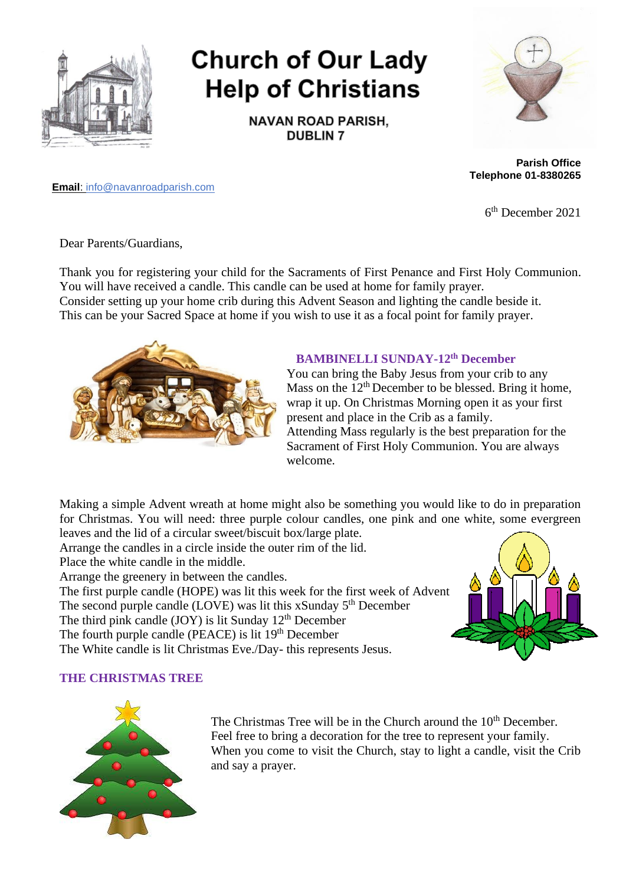# Church of Our Lady Help of Christians

**NAVAN ROAD PARISH, DUBLIN 7**

**Parish Office**
**Telephone 01-8380265**

**Email**: info@navanroadparish.com

6th December 2021

Dear Parents/Guardians,

Thank you for registering your child for the Sacraments of First Penance and First Holy Communion. You will have received a candle. This candle can be used at home for family prayer.
Consider setting up your home crib during this Advent Season and lighting the candle beside it.
This can be your Sacred Space at home if you wish to use it as a focal point for family prayer.

## BAMBINELLI SUNDAY-12th December

You can bring the Baby Jesus from your crib to any Mass on the 12th December to be blessed. Bring it home, wrap it up. On Christmas Morning open it as your first present and place in the Crib as a family.
Attending Mass regularly is the best preparation for the Sacrament of First Holy Communion. You are always welcome.

Making a simple Advent wreath at home might also be something you would like to do in preparation for Christmas. You will need: three purple colour candles, one pink and one white, some evergreen leaves and the lid of a circular sweet/biscuit box/large plate.
Arrange the candles in a circle inside the outer rim of the lid.
Place the white candle in the middle.
Arrange the greenery in between the candles.
The first purple candle (HOPE) was lit this week for the first week of Advent
The second purple candle (LOVE) was lit this xSunday 5th December
The third pink candle (JOY) is lit Sunday 12th December
The fourth purple candle (PEACE) is lit 19th December
The White candle is lit Christmas Eve./Day- this represents Jesus.

## THE CHRISTMAS TREE

The Christmas Tree will be in the Church around the 10th December.
Feel free to bring a decoration for the tree to represent your family.
When you come to visit the Church, stay to light a candle, visit the Crib and say a prayer.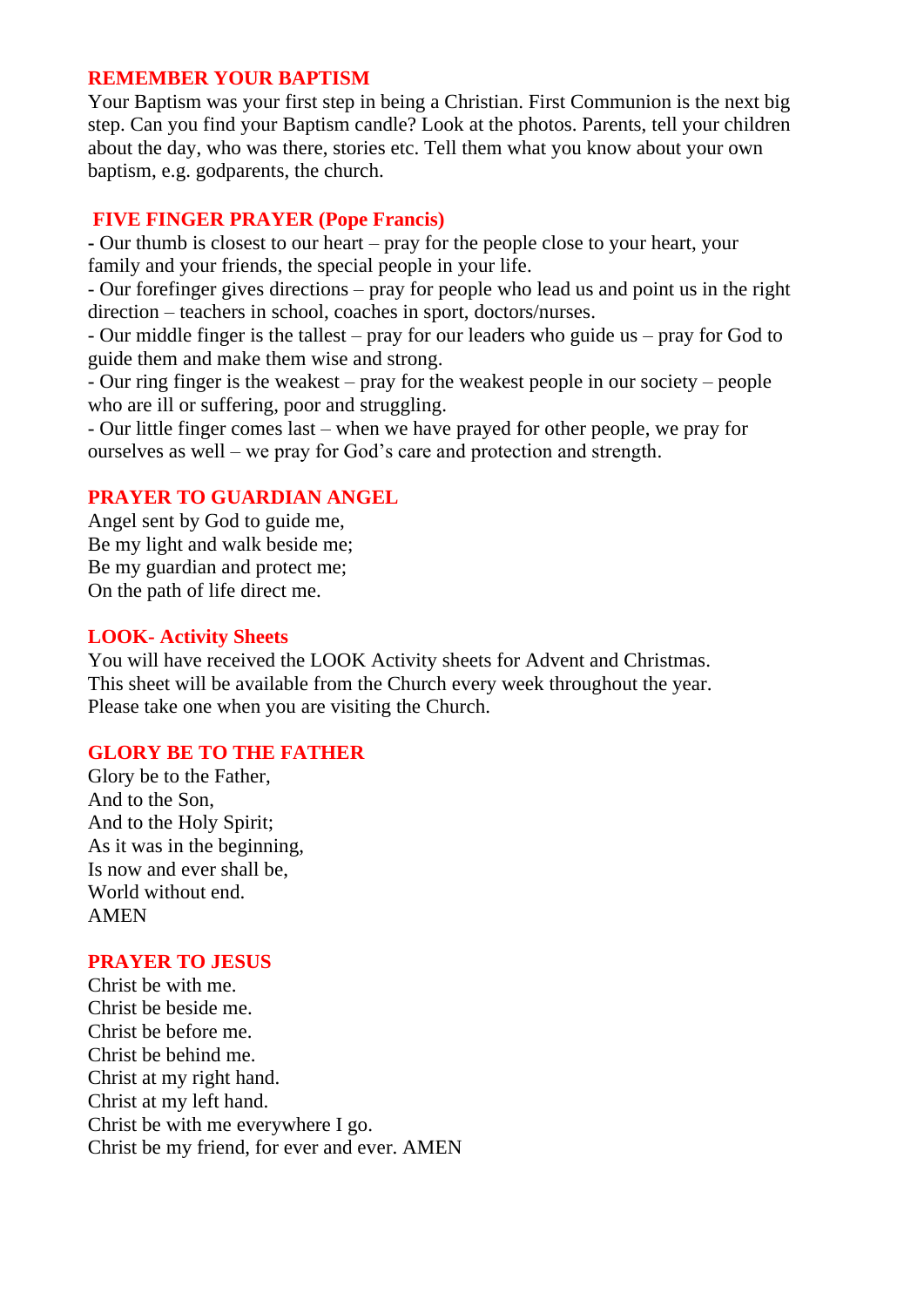## REMEMBER YOUR BAPTISM

Your Baptism was your first step in being a Christian. First Communion is the next big step. Can you find your Baptism candle? Look at the photos. Parents, tell your children about the day, who was there, stories etc. Tell them what you know about your own baptism, e.g. godparents, the church.

## FIVE FINGER PRAYER (Pope Francis)

- Our thumb is closest to our heart – pray for the people close to your heart, your family and your friends, the special people in your life.
- Our forefinger gives directions – pray for people who lead us and point us in the right direction – teachers in school, coaches in sport, doctors/nurses.
- Our middle finger is the tallest – pray for our leaders who guide us – pray for God to guide them and make them wise and strong.
- Our ring finger is the weakest – pray for the weakest people in our society – people who are ill or suffering, poor and struggling.
- Our little finger comes last – when we have prayed for other people, we pray for ourselves as well – we pray for God's care and protection and strength.

## PRAYER TO GUARDIAN ANGEL

Angel sent by God to guide me,
Be my light and walk beside me;
Be my guardian and protect me;
On the path of life direct me.

## LOOK- Activity Sheets

You will have received the LOOK Activity sheets for Advent and Christmas.
This sheet will be available from the Church every week throughout the year.
Please take one when you are visiting the Church.

## GLORY BE TO THE FATHER

Glory be to the Father,
And to the Son,
And to the Holy Spirit;
As it was in the beginning,
Is now and ever shall be,
World without end.
AMEN

## PRAYER TO JESUS

Christ be with me.
Christ be beside me.
Christ be before me.
Christ be behind me.
Christ at my right hand.
Christ at my left hand.
Christ be with me everywhere I go.
Christ be my friend, for ever and ever. AMEN